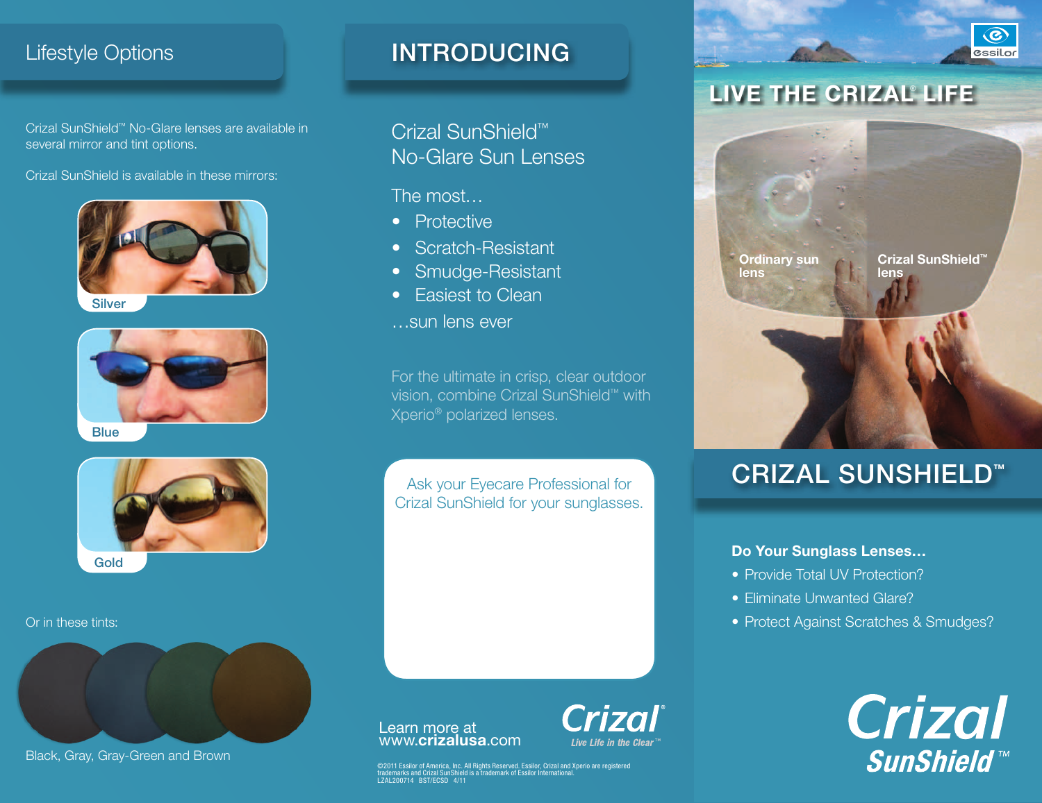## Lifestyle Options

Crizal SunShield™ No-Glare lenses are available in several mirror and tint options.

Crizal SunShield is available in these mirrors:

Silver

Blue

Gold

Or in these tints:

Black, Gray, Gray-Green and Brown

## INTRODUCING

Crizal SunShield™
No-Glare Sun Lenses

The most…

- Protective
- Scratch-Resistant
- Smudge-Resistant
- Easiest to Clean

…sun lens ever

For the ultimate in crisp, clear outdoor vision, combine Crizal SunShield™ with Xperio® polarized lenses.

Ask your Eyecare Professional for Crizal SunShield for your sunglasses.

Learn more at
www.**crizalusa**.com

Crizal®
*Live Life in the Clear™*

©2011 Essilor of America, Inc. All Rights Reserved. Essilor, Crizal and Xperio are registered trademarks and Crizal SunShield is a trademark of Essilor International.
LZAL200714 BST/ECSD 4/11

essilor

## LIVE THE CRIZAL® LIFE

Ordinary sun lens

Crizal SunShield™ lens

## CRIZAL SUNSHIELD™

**Do Your Sunglass Lenses…**

- Provide Total UV Protection?
- Eliminate Unwanted Glare?
- Protect Against Scratches & Smudges?

Crizal
SunShield™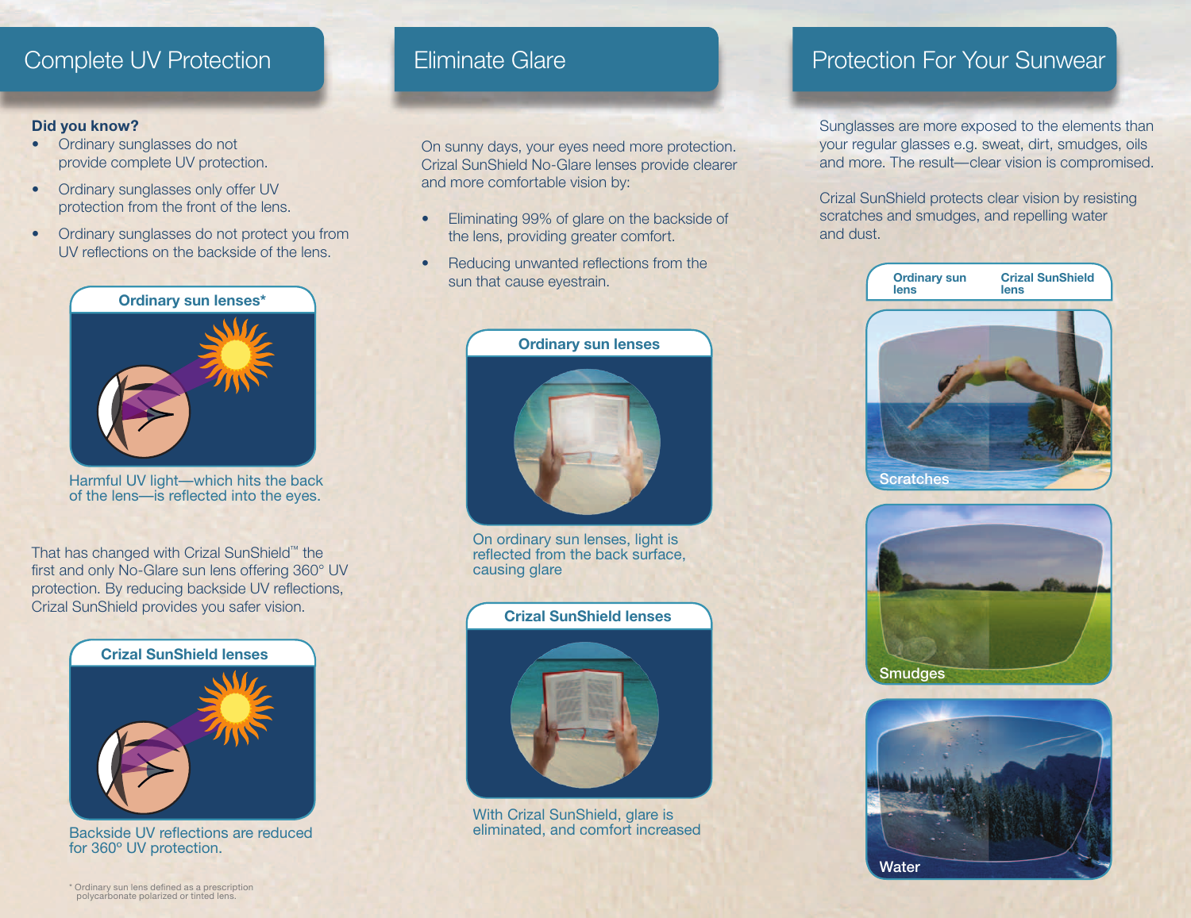## Complete UV Protection

**Did you know?**

- Ordinary sunglasses do not provide complete UV protection.
- Ordinary sunglasses only offer UV protection from the front of the lens.
- Ordinary sunglasses do not protect you from UV reflections on the backside of the lens.

**Ordinary sun lenses***

Harmful UV light—which hits the back of the lens—is reflected into the eyes.

That has changed with Crizal SunShield™ the first and only No-Glare sun lens offering 360° UV protection. By reducing backside UV reflections, Crizal SunShield provides you safer vision.

**Crizal SunShield lenses**

Backside UV reflections are reduced for 360° UV protection.

\* Ordinary sun lens defined as a prescription polycarbonate polarized or tinted lens.

## Eliminate Glare

On sunny days, your eyes need more protection. Crizal SunShield No-Glare lenses provide clearer and more comfortable vision by:

- Eliminating 99% of glare on the backside of the lens, providing greater comfort.
- Reducing unwanted reflections from the sun that cause eyestrain.

**Ordinary sun lenses**

On ordinary sun lenses, light is reflected from the back surface, causing glare

**Crizal SunShield lenses**

With Crizal SunShield, glare is eliminated, and comfort increased

## Protection For Your Sunwear

Sunglasses are more exposed to the elements than your regular glasses e.g. sweat, dirt, smudges, oils and more. The result—clear vision is compromised.

Crizal SunShield protects clear vision by resisting scratches and smudges, and repelling water and dust.

Ordinary sun lens

Crizal SunShield lens

Scratches

Smudges

Water